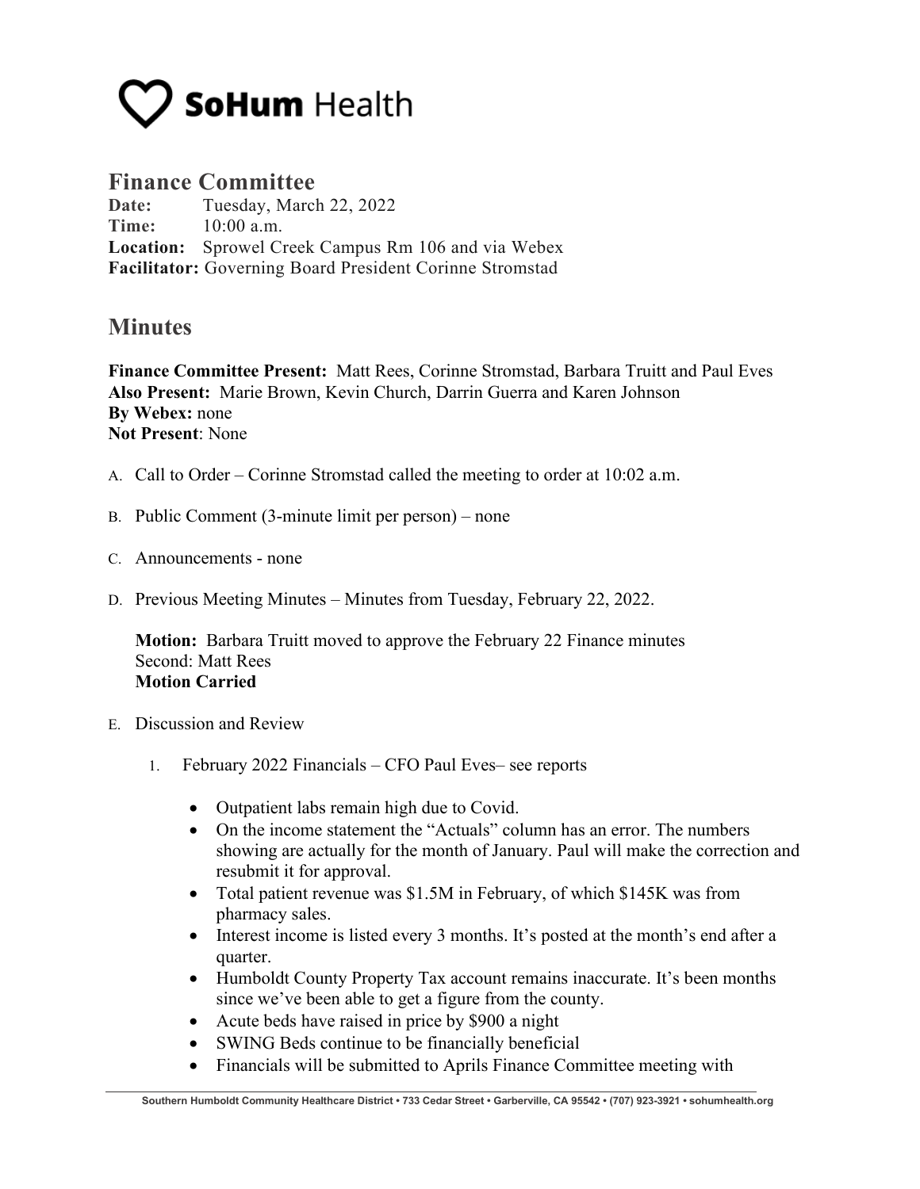# SoHum Health

## Finance Committee

**Date:** Tuesday, March 22, 2022
**Time:** 10:00 a.m.
**Location:** Sprowel Creek Campus Rm 106 and via Webex
**Facilitator:** Governing Board President Corinne Stromstad

## Minutes

**Finance Committee Present:** Matt Rees, Corinne Stromstad, Barbara Truitt and Paul Eves
**Also Present:** Marie Brown, Kevin Church, Darrin Guerra and Karen Johnson
**By Webex:** none
**Not Present**: None

A. Call to Order – Corinne Stromstad called the meeting to order at 10:02 a.m.

B. Public Comment (3-minute limit per person) – none

C. Announcements - none

D. Previous Meeting Minutes – Minutes from Tuesday, February 22, 2022.

   **Motion:** Barbara Truitt moved to approve the February 22 Finance minutes
   Second: Matt Rees
   **Motion Carried**

E. Discussion and Review

   1. February 2022 Financials – CFO Paul Eves– see reports

      - Outpatient labs remain high due to Covid.
      - On the income statement the "Actuals" column has an error. The numbers showing are actually for the month of January. Paul will make the correction and resubmit it for approval.
      - Total patient revenue was $1.5M in February, of which $145K was from pharmacy sales.
      - Interest income is listed every 3 months. It's posted at the month's end after a quarter.
      - Humboldt County Property Tax account remains inaccurate. It's been months since we've been able to get a figure from the county.
      - Acute beds have raised in price by $900 a night
      - SWING Beds continue to be financially beneficial
      - Financials will be submitted to Aprils Finance Committee meeting with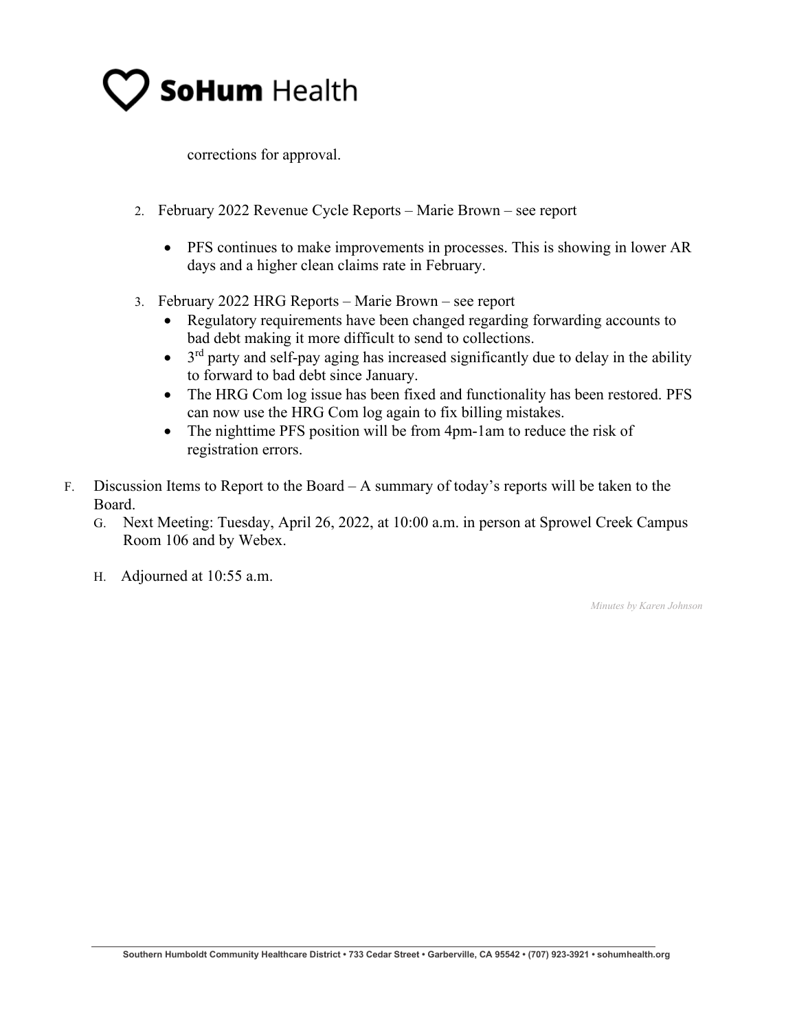corrections for approval.

2. February 2022 Revenue Cycle Reports – Marie Brown – see report

    - PFS continues to make improvements in processes. This is showing in lower AR days and a higher clean claims rate in February.

3. February 2022 HRG Reports – Marie Brown – see report

    - Regulatory requirements have been changed regarding forwarding accounts to bad debt making it more difficult to send to collections.
    - 3rd party and self-pay aging has increased significantly due to delay in the ability to forward to bad debt since January.
    - The HRG Com log issue has been fixed and functionality has been restored. PFS can now use the HRG Com log again to fix billing mistakes.
    - The nighttime PFS position will be from 4pm-1am to reduce the risk of registration errors.

F. Discussion Items to Report to the Board – A summary of today's reports will be taken to the Board.

G. Next Meeting: Tuesday, April 26, 2022, at 10:00 a.m. in person at Sprowel Creek Campus Room 106 and by Webex.

H. Adjourned at 10:55 a.m.

*Minutes by Karen Johnson*

Southern Humboldt Community Healthcare District • 733 Cedar Street • Garberville, CA 95542 • (707) 923-3921 • sohumhealth.org